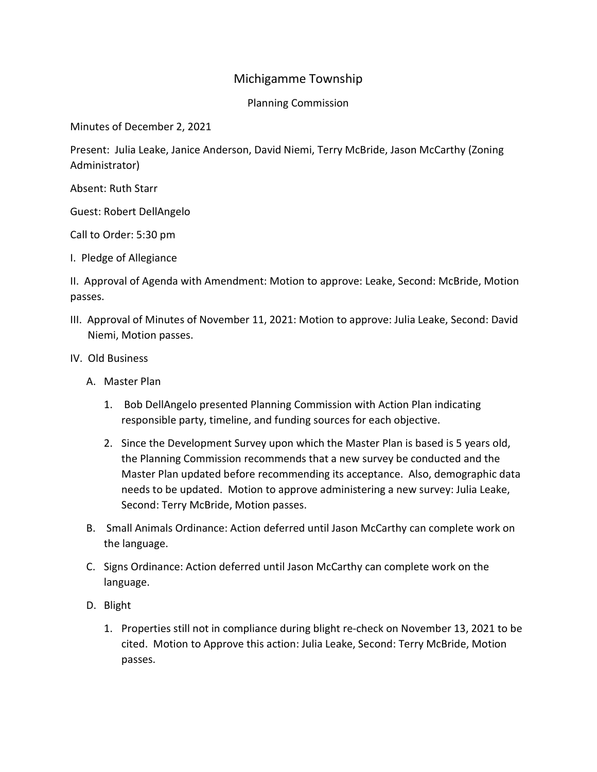# Michigamme Township

## Planning Commission

Minutes of December 2, 2021

Present: Julia Leake, Janice Anderson, David Niemi, Terry McBride, Jason McCarthy (Zoning Administrator)

Absent: Ruth Starr

Guest: Robert DellAngelo

Call to Order: 5:30 pm

I. Pledge of Allegiance

II. Approval of Agenda with Amendment: Motion to approve: Leake, Second: McBride, Motion passes.

III. Approval of Minutes of November 11, 2021: Motion to approve: Julia Leake, Second: David Niemi, Motion passes.

IV. Old Business

A. Master Plan

1. Bob DellAngelo presented Planning Commission with Action Plan indicating responsible party, timeline, and funding sources for each objective.
2. Since the Development Survey upon which the Master Plan is based is 5 years old, the Planning Commission recommends that a new survey be conducted and the Master Plan updated before recommending its acceptance. Also, demographic data needs to be updated. Motion to approve administering a new survey: Julia Leake, Second: Terry McBride, Motion passes.

B. Small Animals Ordinance: Action deferred until Jason McCarthy can complete work on the language.

C. Signs Ordinance: Action deferred until Jason McCarthy can complete work on the language.

D. Blight

1. Properties still not in compliance during blight re-check on November 13, 2021 to be cited. Motion to Approve this action: Julia Leake, Second: Terry McBride, Motion passes.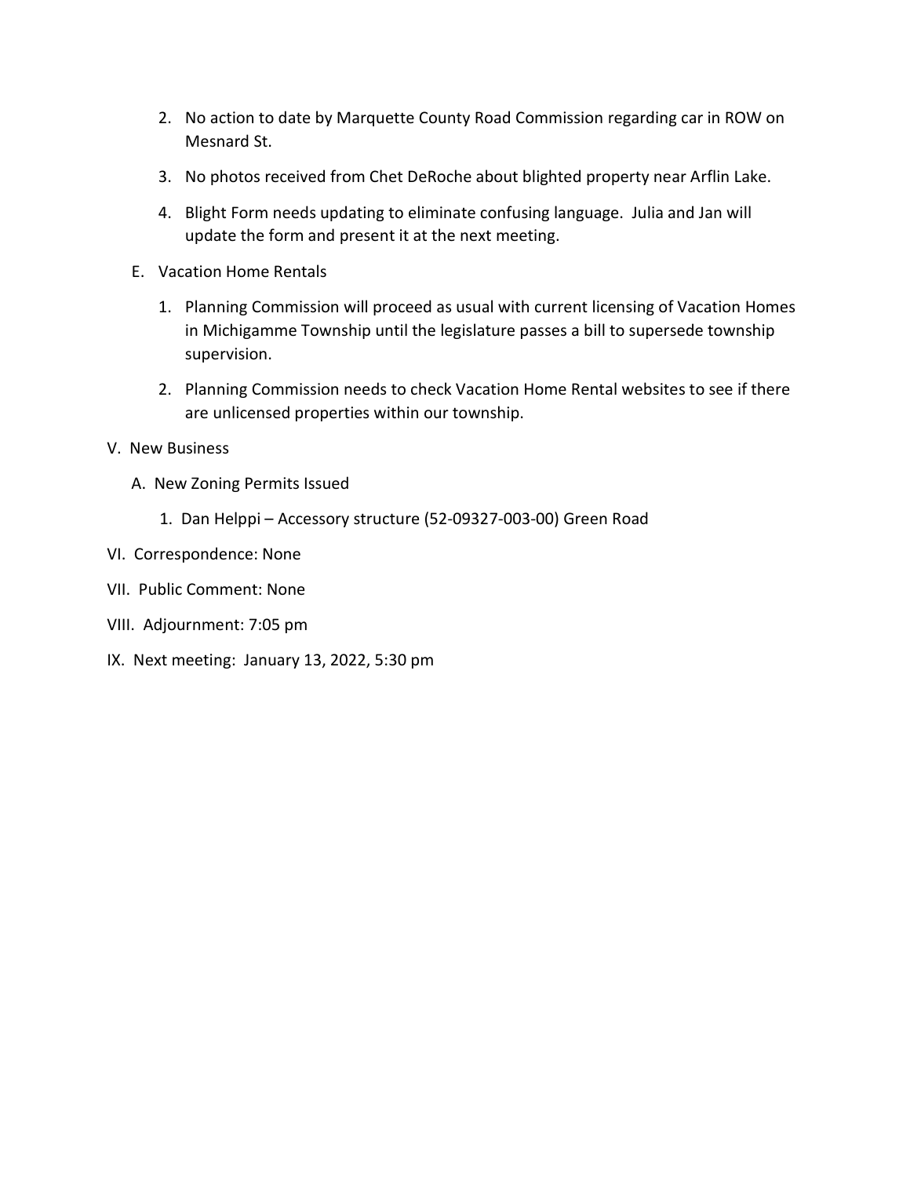2. No action to date by Marquette County Road Commission regarding car in ROW on Mesnard St.

3. No photos received from Chet DeRoche about blighted property near Arflin Lake.

4. Blight Form needs updating to eliminate confusing language. Julia and Jan will update the form and present it at the next meeting.

E. Vacation Home Rentals

1. Planning Commission will proceed as usual with current licensing of Vacation Homes in Michigamme Township until the legislature passes a bill to supersede township supervision.

2. Planning Commission needs to check Vacation Home Rental websites to see if there are unlicensed properties within our township.

V. New Business

A. New Zoning Permits Issued

1. Dan Helppi – Accessory structure (52-09327-003-00) Green Road

VI. Correspondence: None

VII. Public Comment: None

VIII. Adjournment: 7:05 pm

IX. Next meeting: January 13, 2022, 5:30 pm